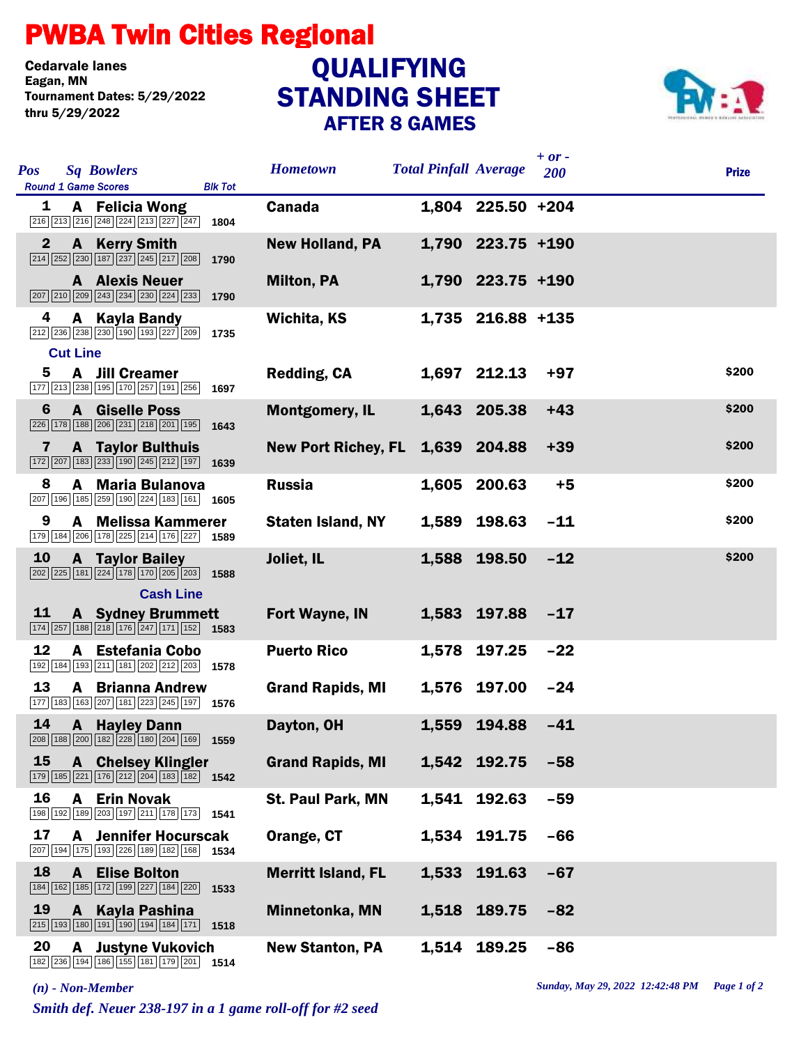# PWBA Twin Cities Regional

Cedarvale lanes
Eagan, MN
Tournament Dates: 5/29/2022
thru 5/29/2022

## QUALIFYING STANDING SHEET
### AFTER 8 GAMES

| Pos | Sq | Bowlers | Round 1 Game Scores | Blk Tot | Hometown | Total Pinfall | Average | + or - 200 | Prize |
|---|---|---|---|---|---|---|---|---|---|
| 1 | A | Felicia Wong | 216 213 216 248 224 213 227 247 | 1804 | Canada | 1,804 | 225.50 | +204 | |
| 2 | A | Kerry Smith | 214 252 230 187 237 245 217 208 | 1790 | New Holland, PA | 1,790 | 223.75 | +190 | |
| | A | Alexis Neuer | 207 210 209 243 234 230 224 233 | 1790 | Milton, PA | 1,790 | 223.75 | +190 | |
| 4 | A | Kayla Bandy | 212 236 238 230 190 193 227 209 | 1735 | Wichita, KS | 1,735 | 216.88 | +135 | |
| **Cut Line** | | | | | | | | | |
| 5 | A | Jill Creamer | 177 213 238 195 170 257 191 256 | 1697 | Redding, CA | 1,697 | 212.13 | +97 | $200 |
| 6 | A | Giselle Poss | 226 178 188 206 231 218 201 195 | 1643 | Montgomery, IL | 1,643 | 205.38 | +43 | $200 |
| 7 | A | Taylor Bulthuis | 172 207 183 233 190 245 212 197 | 1639 | New Port Richey, FL | 1,639 | 204.88 | +39 | $200 |
| 8 | A | Maria Bulanova | 207 196 185 259 190 224 183 161 | 1605 | Russia | 1,605 | 200.63 | +5 | $200 |
| 9 | A | Melissa Kammerer | 179 184 206 178 225 214 176 227 | 1589 | Staten Island, NY | 1,589 | 198.63 | -11 | $200 |
| 10 | A | Taylor Bailey | 202 225 181 224 178 170 205 203 | 1588 | Joliet, IL | 1,588 | 198.50 | -12 | $200 |
| **Cash Line** | | | | | | | | | |
| 11 | A | Sydney Brummett | 174 257 188 218 176 247 171 152 | 1583 | Fort Wayne, IN | 1,583 | 197.88 | -17 | |
| 12 | A | Estefania Cobo | 192 184 193 211 181 202 212 203 | 1578 | Puerto Rico | 1,578 | 197.25 | -22 | |
| 13 | A | Brianna Andrew | 177 183 163 207 181 223 245 197 | 1576 | Grand Rapids, MI | 1,576 | 197.00 | -24 | |
| 14 | A | Hayley Dann | 208 188 200 182 228 180 204 169 | 1559 | Dayton, OH | 1,559 | 194.88 | -41 | |
| 15 | A | Chelsey Klingler | 179 185 221 176 212 204 183 182 | 1542 | Grand Rapids, MI | 1,542 | 192.75 | -58 | |
| 16 | A | Erin Novak | 198 192 189 203 197 211 178 173 | 1541 | St. Paul Park, MN | 1,541 | 192.63 | -59 | |
| 17 | A | Jennifer Hocurscak | 207 194 175 193 226 189 182 168 | 1534 | Orange, CT | 1,534 | 191.75 | -66 | |
| 18 | A | Elise Bolton | 184 162 185 172 199 227 184 220 | 1533 | Merritt Island, FL | 1,533 | 191.63 | -67 | |
| 19 | A | Kayla Pashina | 215 193 180 191 190 194 184 171 | 1518 | Minnetonka, MN | 1,518 | 189.75 | -82 | |
| 20 | A | Justyne Vukovich | 182 236 194 186 155 181 179 201 | 1514 | New Stanton, PA | 1,514 | 189.25 | -86 | |

*(n) - Non-Member*

*Sunday, May 29, 2022 12:42:48 PM*

*Smith def. Neuer 238-197 in a 1 game roll-off for #2 seed*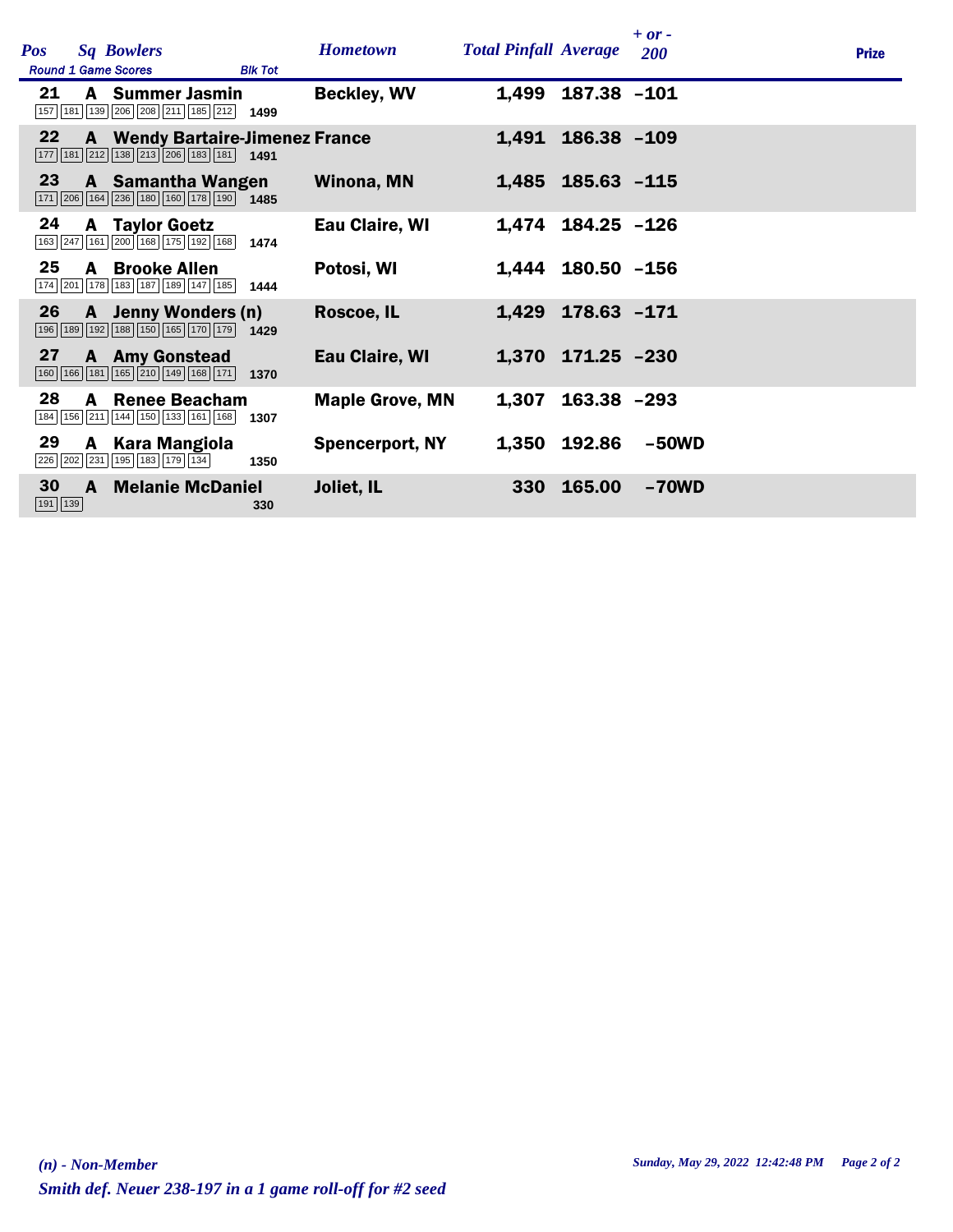| Pos | Sq | Bowlers | Round 1 Game Scores | Blk Tot | Hometown | Total Pinfall | Average | + or - 200 | Prize |
|---|---|---|---|---|---|---|---|---|---|
| 21 | A | Summer Jasmin | 157 181 139 206 208 211 185 212 | 1499 | Beckley, WV | 1,499 | 187.38 | -101 | |
| 22 | A | Wendy Bartaire-Jimenez | 177 181 212 138 213 206 183 181 | 1491 | France | 1,491 | 186.38 | -109 | |
| 23 | A | Samantha Wangen | 171 206 164 236 180 160 178 190 | 1485 | Winona, MN | 1,485 | 185.63 | -115 | |
| 24 | A | Taylor Goetz | 163 247 161 200 168 175 192 168 | 1474 | Eau Claire, WI | 1,474 | 184.25 | -126 | |
| 25 | A | Brooke Allen | 174 201 178 183 187 189 147 185 | 1444 | Potosi, WI | 1,444 | 180.50 | -156 | |
| 26 | A | Jenny Wonders (n) | 196 189 192 188 150 165 170 179 | 1429 | Roscoe, IL | 1,429 | 178.63 | -171 | |
| 27 | A | Amy Gonstead | 160 166 181 165 210 149 168 171 | 1370 | Eau Claire, WI | 1,370 | 171.25 | -230 | |
| 28 | A | Renee Beacham | 184 156 211 144 150 133 161 168 | 1307 | Maple Grove, MN | 1,307 | 163.38 | -293 | |
| 29 | A | Kara Mangiola | 226 202 231 195 183 179 134 | 1350 | Spencerport, NY | 1,350 | 192.86 | -50WD | |
| 30 | A | Melanie McDaniel | 191 139 | 330 | Joliet, IL | 330 | 165.00 | -70WD | |

*(n) - Non-Member*

*Smith def. Neuer 238-197 in a 1 game roll-off for #2 seed*

*Sunday, May 29, 2022 12:42:48 PM*